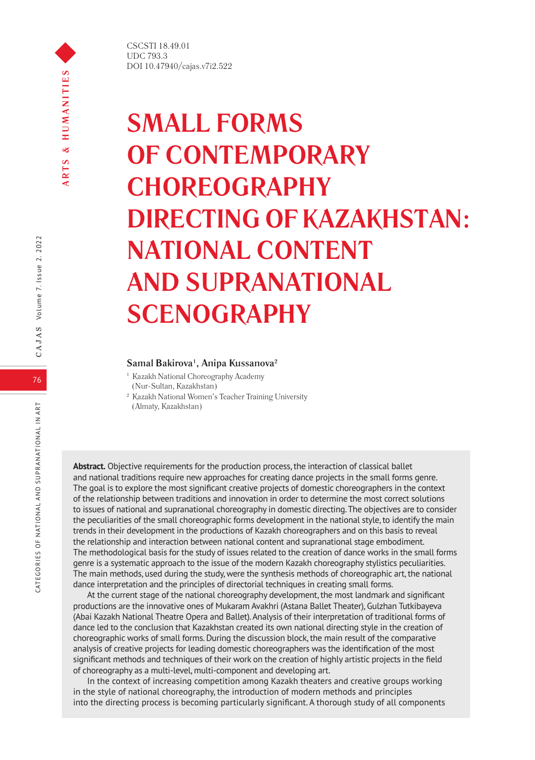CSCSTI 18.49.01
UDC 793.3
DOI 10.47940/cajas.v7i2.522

# SMALL FORMS OF CONTEMPORARY CHOREOGRAPHY DIRECTING OF KAZAKHSTAN: NATIONAL CONTENT AND SUPRANATIONAL SCENOGRAPHY

**Samal Bakirova[1], Anipa Kussanova[2]**

[1] Kazakh National Choreography Academy (Nur-Sultan, Kazakhstan)

[2] Kazakh National Women's Teacher Training University (Almaty, Kazakhstan)

**Abstract.** Objective requirements for the production process, the interaction of classical ballet and national traditions require new approaches for creating dance projects in the small forms genre. The goal is to explore the most significant creative projects of domestic choreographers in the context of the relationship between traditions and innovation in order to determine the most correct solutions to issues of national and supranational choreography in domestic directing. The objectives are to consider the peculiarities of the small choreographic forms development in the national style, to identify the main trends in their development in the productions of Kazakh choreographers and on this basis to reveal the relationship and interaction between national content and supranational stage embodiment. The methodological basis for the study of issues related to the creation of dance works in the small forms genre is a systematic approach to the issue of the modern Kazakh choreography stylistics peculiarities. The main methods, used during the study, were the synthesis methods of choreographic art, the national dance interpretation and the principles of directorial techniques in creating small forms.

At the current stage of the national choreography development, the most landmark and significant productions are the innovative ones of Mukaram Avakhri (Astana Ballet Theater), Gulzhan Tutkibayeva (Abai Kazakh National Theatre Opera and Ballet). Analysis of their interpretation of traditional forms of dance led to the conclusion that Kazakhstan created its own national directing style in the creation of choreographic works of small forms. During the discussion block, the main result of the comparative analysis of creative projects for leading domestic choreographers was the identification of the most significant methods and techniques of their work on the creation of highly artistic projects in the field of choreography as a multi-level, multi-component and developing art.

In the context of increasing competition among Kazakh theaters and creative groups working in the style of national choreography, the introduction of modern methods and principles into the directing process is becoming particularly significant. A thorough study of all components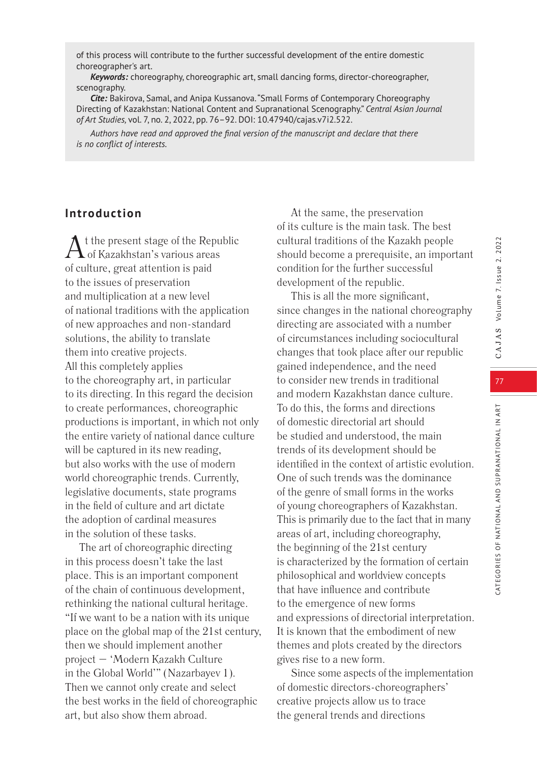of this process will contribute to the further successful development of the entire domestic choreographer's art.

***Keywords:*** choreography, choreographic art, small dancing forms, director-choreographer, scenography.

***Cite:*** Bakirova, Samal, and Anipa Kussanova. "Small Forms of Contemporary Choreography Directing of Kazakhstan: National Content and Supranational Scenography." *Central Asian Journal of Art Studies,* vol. 7, no. 2, 2022, pp. 76–92. DOI: 10.47940/cajas.v7i2.522.

*Authors have read and approved the final version of the manuscript and declare that there is no conflict of interests.*

## Introduction

At the present stage of the Republic of Kazakhstan's various areas of culture, great attention is paid to the issues of preservation and multiplication at a new level of national traditions with the application of new approaches and non-standard solutions, the ability to translate them into creative projects. All this completely applies to the choreography art, in particular to its directing. In this regard the decision to create performances, choreographic productions is important, in which not only the entire variety of national dance culture will be captured in its new reading, but also works with the use of modern world choreographic trends. Currently, legislative documents, state programs in the field of culture and art dictate the adoption of cardinal measures in the solution of these tasks.

The art of choreographic directing in this process doesn't take the last place. This is an important component of the chain of continuous development, rethinking the national cultural heritage. "If we want to be a nation with its unique place on the global map of the 21st century, then we should implement another project — 'Modern Kazakh Culture in the Global World'" (Nazarbayev 1). Then we cannot only create and select the best works in the field of choreographic art, but also show them abroad.

At the same, the preservation of its culture is the main task. The best cultural traditions of the Kazakh people should become a prerequisite, an important condition for the further successful development of the republic.

This is all the more significant, since changes in the national choreography directing are associated with a number of circumstances including sociocultural changes that took place after our republic gained independence, and the need to consider new trends in traditional and modern Kazakhstan dance culture. To do this, the forms and directions of domestic directorial art should be studied and understood, the main trends of its development should be identified in the context of artistic evolution. One of such trends was the dominance of the genre of small forms in the works of young choreographers of Kazakhstan. This is primarily due to the fact that in many areas of art, including choreography, the beginning of the 21st century is characterized by the formation of certain philosophical and worldview concepts that have influence and contribute to the emergence of new forms and expressions of directorial interpretation. It is known that the embodiment of new themes and plots created by the directors gives rise to a new form.

Since some aspects of the implementation of domestic directors-choreographers' creative projects allow us to trace the general trends and directions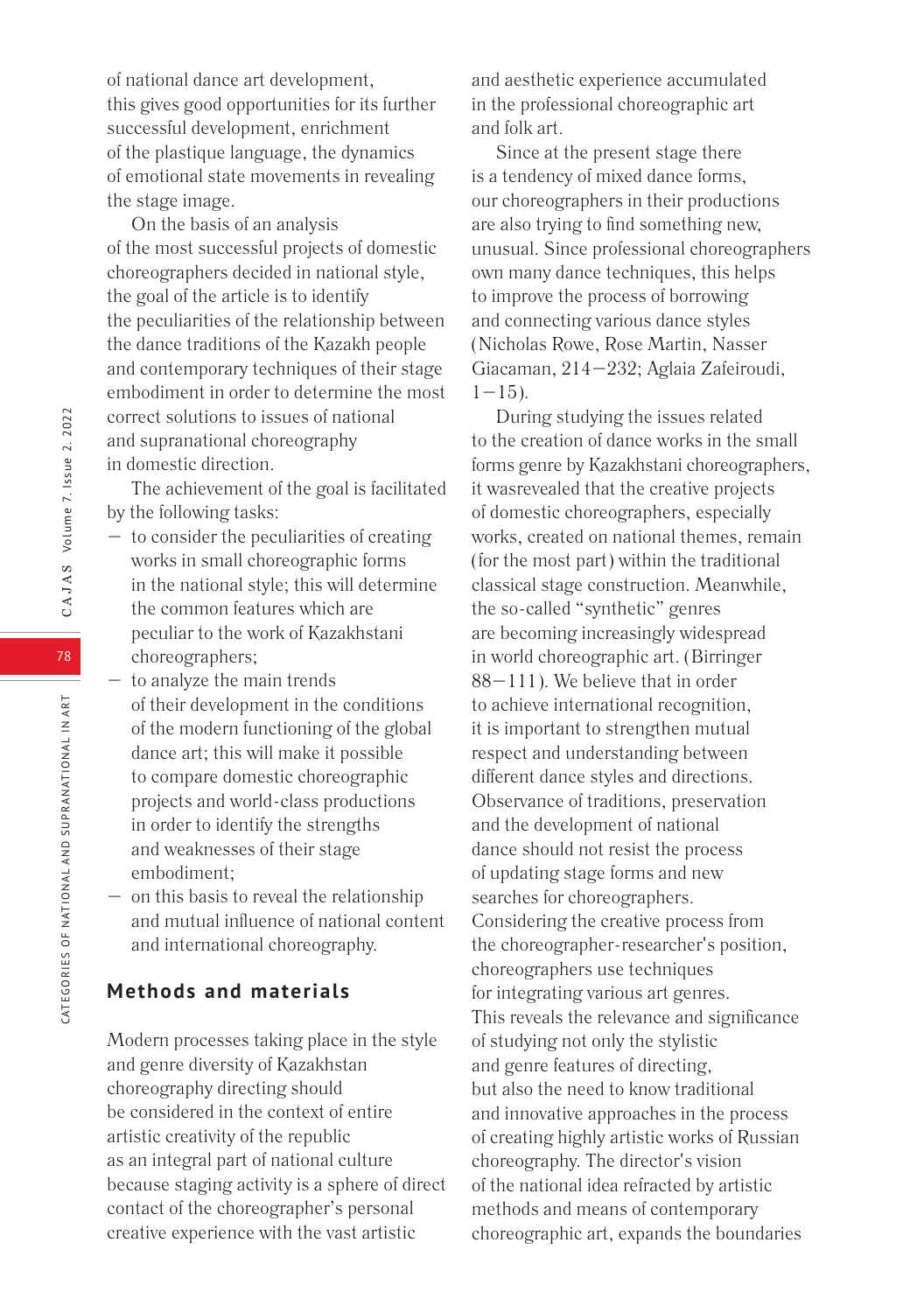of national dance art development, this gives good opportunities for its further successful development, enrichment of the plastique language, the dynamics of emotional state movements in revealing the stage image.

On the basis of an analysis of the most successful projects of domestic choreographers decided in national style, the goal of the article is to identify the peculiarities of the relationship between the dance traditions of the Kazakh people and contemporary techniques of their stage embodiment in order to determine the most correct solutions to issues of national and supranational choreography in domestic direction.

The achievement of the goal is facilitated by the following tasks:

- to consider the peculiarities of creating works in small choreographic forms in the national style; this will determine the common features which are peculiar to the work of Kazakhstani choreographers;
- to analyze the main trends of their development in the conditions of the modern functioning of the global dance art; this will make it possible to compare domestic choreographic projects and world-class productions in order to identify the strengths and weaknesses of their stage embodiment;
- on this basis to reveal the relationship and mutual influence of national content and international choreography.

## Methods and materials

Modern processes taking place in the style and genre diversity of Kazakhstan choreography directing should be considered in the context of entire artistic creativity of the republic as an integral part of national culture because staging activity is a sphere of direct contact of the choreographer's personal creative experience with the vast artistic and aesthetic experience accumulated in the professional choreographic art and folk art.

Since at the present stage there is a tendency of mixed dance forms, our choreographers in their productions are also trying to find something new, unusual. Since professional choreographers own many dance techniques, this helps to improve the process of borrowing and connecting various dance styles (Nicholas Rowe, Rose Martin, Nasser Giacaman, 214–232; Aglaia Zafeiroudi, 1–15).

During studying the issues related to the creation of dance works in the small forms genre by Kazakhstani choreographers, it wasrevealed that the creative projects of domestic choreographers, especially works, created on national themes, remain (for the most part) within the traditional classical stage construction. Meanwhile, the so-called "synthetic" genres are becoming increasingly widespread in world choreographic art. (Birringer 88–111). We believe that in order to achieve international recognition, it is important to strengthen mutual respect and understanding between different dance styles and directions. Observance of traditions, preservation and the development of national dance should not resist the process of updating stage forms and new searches for choreographers. Considering the creative process from the choreographer-researcher's position, choreographers use techniques for integrating various art genres. This reveals the relevance and significance of studying not only the stylistic and genre features of directing, but also the need to know traditional and innovative approaches in the process of creating highly artistic works of Russian choreography. The director's vision of the national idea refracted by artistic methods and means of contemporary choreographic art, expands the boundaries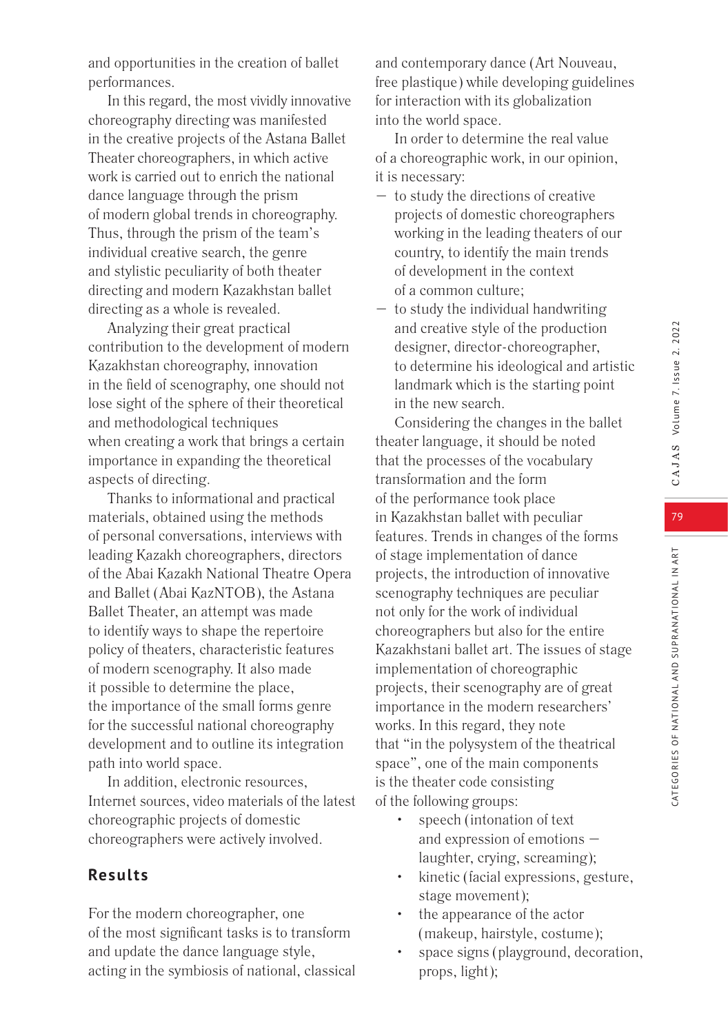and opportunities in the creation of ballet performances.

In this regard, the most vividly innovative choreography directing was manifested in the creative projects of the Astana Ballet Theater choreographers, in which active work is carried out to enrich the national dance language through the prism of modern global trends in choreography. Thus, through the prism of the team's individual creative search, the genre and stylistic peculiarity of both theater directing and modern Kazakhstan ballet directing as a whole is revealed.

Analyzing their great practical contribution to the development of modern Kazakhstan choreography, innovation in the field of scenography, one should not lose sight of the sphere of their theoretical and methodological techniques when creating a work that brings a certain importance in expanding the theoretical aspects of directing.

Thanks to informational and practical materials, obtained using the methods of personal conversations, interviews with leading Kazakh choreographers, directors of the Abai Kazakh National Theatre Opera and Ballet (Abai KazNTOB), the Astana Ballet Theater, an attempt was made to identify ways to shape the repertoire policy of theaters, characteristic features of modern scenography. It also made it possible to determine the place, the importance of the small forms genre for the successful national choreography development and to outline its integration path into world space.

In addition, electronic resources, Internet sources, video materials of the latest choreographic projects of domestic choreographers were actively involved.

## Results

For the modern choreographer, one of the most significant tasks is to transform and update the dance language style, acting in the symbiosis of national, classical and contemporary dance (Art Nouveau, free plastique) while developing guidelines for interaction with its globalization into the world space.

In order to determine the real value of a choreographic work, in our opinion, it is necessary:

- to study the directions of creative projects of domestic choreographers working in the leading theaters of our country, to identify the main trends of development in the context of a common culture;
- to study the individual handwriting and creative style of the production designer, director-choreographer, to determine his ideological and artistic landmark which is the starting point in the new search.

Considering the changes in the ballet theater language, it should be noted that the processes of the vocabulary transformation and the form of the performance took place in Kazakhstan ballet with peculiar features. Trends in changes of the forms of stage implementation of dance projects, the introduction of innovative scenography techniques are peculiar not only for the work of individual choreographers but also for the entire Kazakhstani ballet art. The issues of stage implementation of choreographic projects, their scenography are of great importance in the modern researchers' works. In this regard, they note that "in the polysystem of the theatrical space", one of the main components is the theater code consisting of the following groups:

- speech (intonation of text and expression of emotions – laughter, crying, screaming);
- kinetic (facial expressions, gesture, stage movement);
- the appearance of the actor (makeup, hairstyle, costume);
- space signs (playground, decoration, props, light);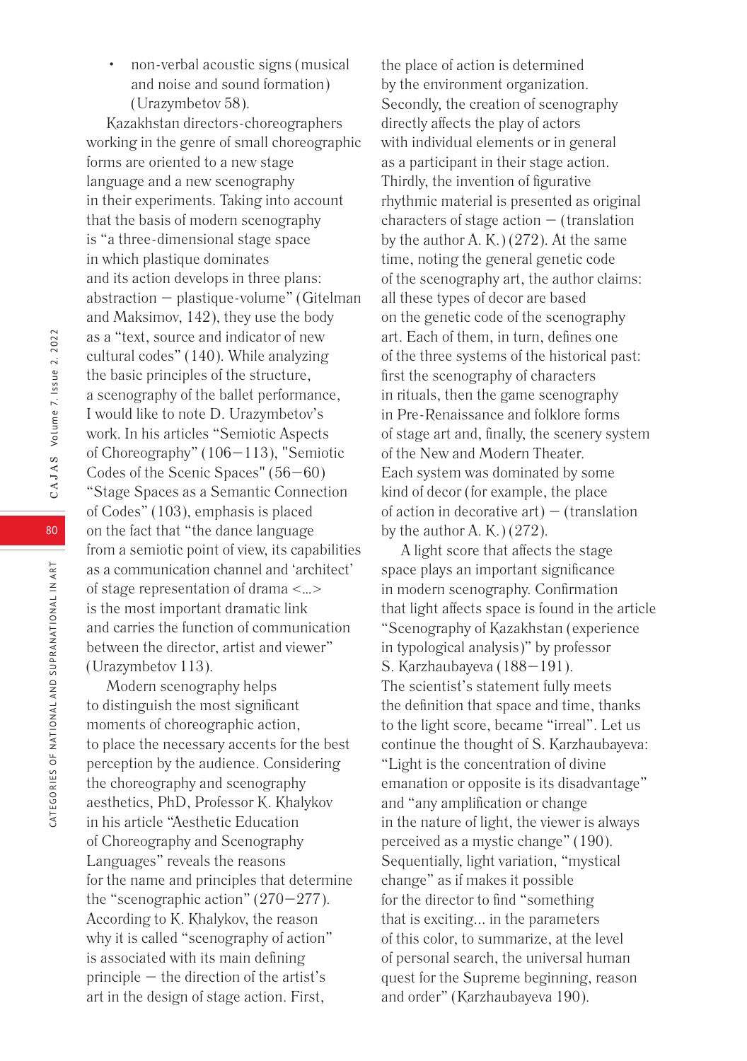- non-verbal acoustic signs (musical and noise and sound formation) (Urazymbetov 58).

Kazakhstan directors-choreographers working in the genre of small choreographic forms are oriented to a new stage language and a new scenography in their experiments. Taking into account that the basis of modern scenography is “a three-dimensional stage space in which plastique dominates and its action develops in three plans: abstraction — plastique-volume” (Gitelman and Maksimov, 142), they use the body as a “text, source and indicator of new cultural codes” (140). While analyzing the basic principles of the structure, a scenography of the ballet performance, I would like to note D. Urazymbetov’s work. In his articles “Semiotic Aspects of Choreography” (106–113), "Semiotic Codes of the Scenic Spaces" (56–60) “Stage Spaces as a Semantic Connection of Codes” (103), emphasis is placed on the fact that “the dance language from a semiotic point of view, its capabilities as a communication channel and ‘architect’ of stage representation of drama <…> is the most important dramatic link and carries the function of communication between the director, artist and viewer” (Urazymbetov 113).

Modern scenography helps to distinguish the most significant moments of choreographic action, to place the necessary accents for the best perception by the audience. Considering the choreography and scenography aesthetics, PhD, Professor K. Khalykov in his article “Aesthetic Education of Choreography and Scenography Languages” reveals the reasons for the name and principles that determine the “scenographic action” (270–277). According to K. Khalykov, the reason why it is called “scenography of action” is associated with its main defining principle — the direction of the artist’s art in the design of stage action. First, the place of action is determined by the environment organization. Secondly, the creation of scenography directly affects the play of actors with individual elements or in general as a participant in their stage action. Thirdly, the invention of figurative rhythmic material is presented as original characters of stage action — (translation by the author A. K.) (272). At the same time, noting the general genetic code of the scenography art, the author claims: all these types of decor are based on the genetic code of the scenography art. Each of them, in turn, defines one of the three systems of the historical past: first the scenography of characters in rituals, then the game scenography in Pre-Renaissance and folklore forms of stage art and, finally, the scenery system of the New and Modern Theater. Each system was dominated by some kind of decor (for example, the place of action in decorative art) — (translation by the author A. K.) (272).

A light score that affects the stage space plays an important significance in modern scenography. Confirmation that light affects space is found in the article “Scenography of Kazakhstan (experience in typological analysis)” by professor S. Karzhaubayeva (188–191). The scientist’s statement fully meets the definition that space and time, thanks to the light score, became “irreal”. Let us continue the thought of S. Karzhaubayeva: “Light is the concentration of divine emanation or opposite is its disadvantage” and “any amplification or change in the nature of light, the viewer is always perceived as a mystic change” (190). Sequentially, light variation, “mystical change” as if makes it possible for the director to find “something that is exciting… in the parameters of this color, to summarize, at the level of personal search, the universal human quest for the Supreme beginning, reason and order” (Karzhaubayeva 190).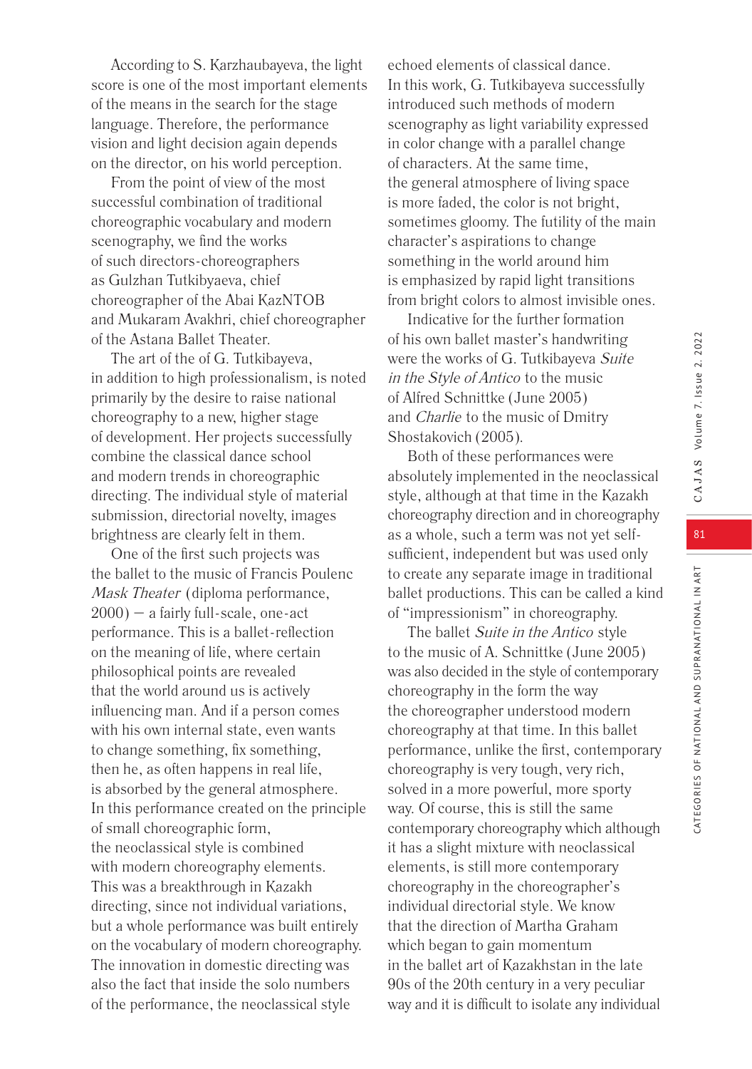According to S. Karzhaubayeva, the light score is one of the most important elements of the means in the search for the stage language. Therefore, the performance vision and light decision again depends on the director, on his world perception.

From the point of view of the most successful combination of traditional choreographic vocabulary and modern scenography, we find the works of such directors-choreographers as Gulzhan Tutkibyaeva, chief choreographer of the Abai KazNTOB and Mukaram Avakhri, chief choreographer of the Astana Ballet Theater.

The art of the of G. Tutkibayeva, in addition to high professionalism, is noted primarily by the desire to raise national choreography to a new, higher stage of development. Her projects successfully combine the classical dance school and modern trends in choreographic directing. The individual style of material submission, directorial novelty, images brightness are clearly felt in them.

One of the first such projects was the ballet to the music of Francis Poulenc *Mask Theater* (diploma performance, 2000) — a fairly full-scale, one-act performance. This is a ballet-reflection on the meaning of life, where certain philosophical points are revealed that the world around us is actively influencing man. And if a person comes with his own internal state, even wants to change something, fix something, then he, as often happens in real life, is absorbed by the general atmosphere. In this performance created on the principle of small choreographic form, the neoclassical style is combined with modern choreography elements. This was a breakthrough in Kazakh directing, since not individual variations, but a whole performance was built entirely on the vocabulary of modern choreography. The innovation in domestic directing was also the fact that inside the solo numbers of the performance, the neoclassical style echoed elements of classical dance. In this work, G. Tutkibayeva successfully introduced such methods of modern scenography as light variability expressed in color change with a parallel change of characters. At the same time, the general atmosphere of living space is more faded, the color is not bright, sometimes gloomy. The futility of the main character's aspirations to change something in the world around him is emphasized by rapid light transitions from bright colors to almost invisible ones.

Indicative for the further formation of his own ballet master's handwriting were the works of G. Tutkibayeva *Suite in the Style of Antico* to the music of Alfred Schnittke (June 2005) and *Charlie* to the music of Dmitry Shostakovich (2005).

Both of these performances were absolutely implemented in the neoclassical style, although at that time in the Kazakh choreography direction and in choreography as a whole, such a term was not yet self-sufficient, independent but was used only to create any separate image in traditional ballet productions. This can be called a kind of "impressionism" in choreography.

The ballet *Suite in the Antico* style to the music of A. Schnittke (June 2005) was also decided in the style of contemporary choreography in the form the way the choreographer understood modern choreography at that time. In this ballet performance, unlike the first, contemporary choreography is very tough, very rich, solved in a more powerful, more sporty way. Of course, this is still the same contemporary choreography which although it has a slight mixture with neoclassical elements, is still more contemporary choreography in the choreographer's individual directorial style. We know that the direction of Martha Graham which began to gain momentum in the ballet art of Kazakhstan in the late 90s of the 20th century in a very peculiar way and it is difficult to isolate any individual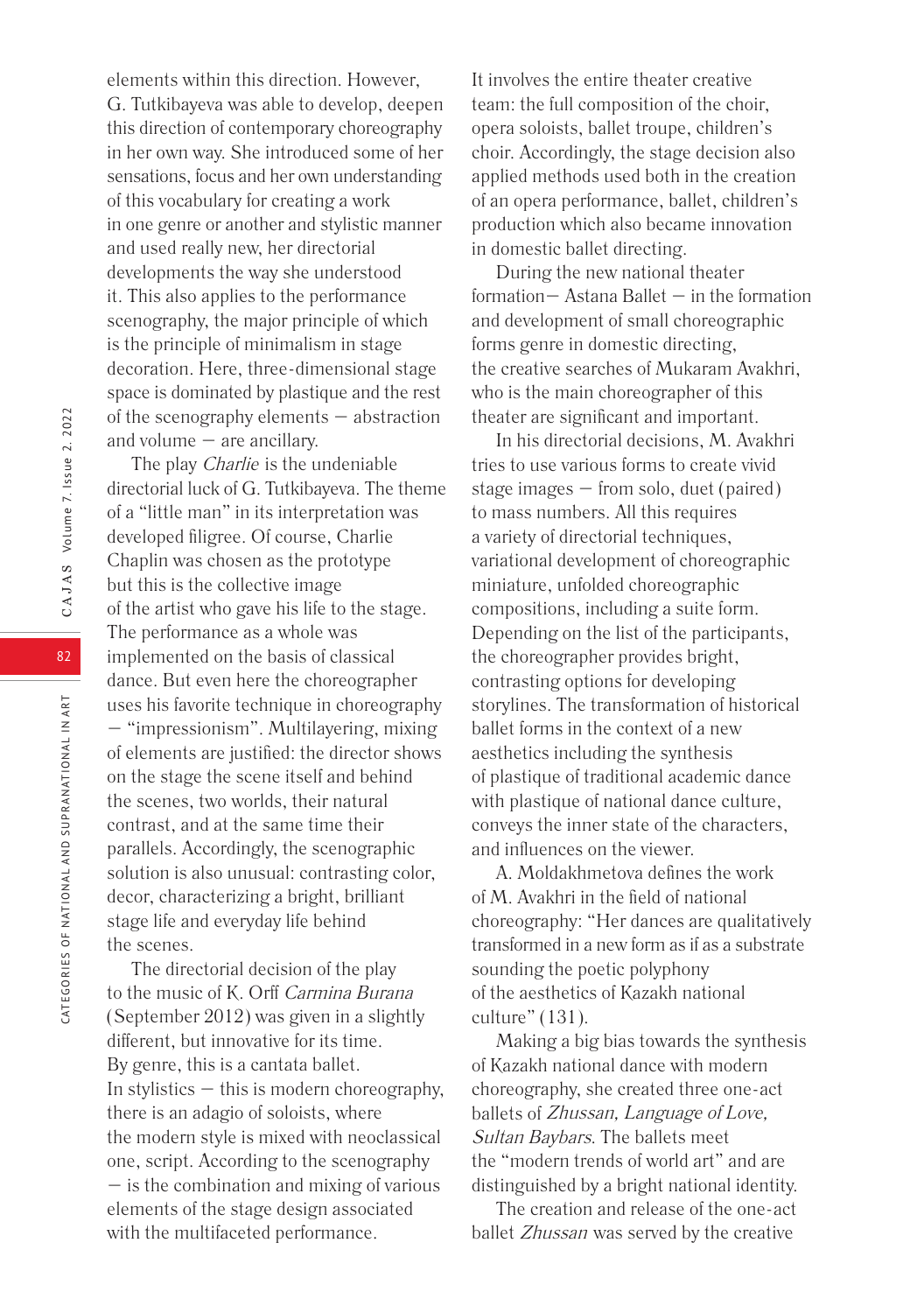elements within this direction. However, G. Tutkibayeva was able to develop, deepen this direction of contemporary choreography in her own way. She introduced some of her sensations, focus and her own understanding of this vocabulary for creating a work in one genre or another and stylistic manner and used really new, her directorial developments the way she understood it. This also applies to the performance scenography, the major principle of which is the principle of minimalism in stage decoration. Here, three-dimensional stage space is dominated by plastique and the rest of the scenography elements — abstraction and volume — are ancillary.

The play *Charlie* is the undeniable directorial luck of G. Tutkibayeva. The theme of a "little man" in its interpretation was developed filigree. Of course, Charlie Chaplin was chosen as the prototype but this is the collective image of the artist who gave his life to the stage. The performance as a whole was implemented on the basis of classical dance. But even here the choreographer uses his favorite technique in choreography — "impressionism". Multilayering, mixing of elements are justified: the director shows on the stage the scene itself and behind the scenes, two worlds, their natural contrast, and at the same time their parallels. Accordingly, the scenographic solution is also unusual: contrasting color, decor, characterizing a bright, brilliant stage life and everyday life behind the scenes.

The directorial decision of the play to the music of K. Orff *Carmina Burana* (September 2012) was given in a slightly different, but innovative for its time. By genre, this is a cantata ballet. In stylistics — this is modern choreography, there is an adagio of soloists, where the modern style is mixed with neoclassical one, script. According to the scenography — is the combination and mixing of various elements of the stage design associated with the multifaceted performance. It involves the entire theater creative team: the full composition of the choir, opera soloists, ballet troupe, children's choir. Accordingly, the stage decision also applied methods used both in the creation of an opera performance, ballet, children's production which also became innovation in domestic ballet directing.

During the new national theater formation— Astana Ballet — in the formation and development of small choreographic forms genre in domestic directing, the creative searches of Mukaram Avakhri, who is the main choreographer of this theater are significant and important.

In his directorial decisions, M. Avakhri tries to use various forms to create vivid stage images — from solo, duet (paired) to mass numbers. All this requires a variety of directorial techniques, variational development of choreographic miniature, unfolded choreographic compositions, including a suite form. Depending on the list of the participants, the choreographer provides bright, contrasting options for developing storylines. The transformation of historical ballet forms in the context of a new aesthetics including the synthesis of plastique of traditional academic dance with plastique of national dance culture, conveys the inner state of the characters, and influences on the viewer.

A. Moldakhmetova defines the work of M. Avakhri in the field of national choreography: "Her dances are qualitatively transformed in a new form as if as a substrate sounding the poetic polyphony of the aesthetics of Kazakh national culture" (131).

Making a big bias towards the synthesis of Kazakh national dance with modern choreography, she created three one-act ballets of *Zhussan, Language of Love, Sultan Baybars*. The ballets meet the "modern trends of world art" and are distinguished by a bright national identity.

The creation and release of the one-act ballet *Zhussan* was served by the creative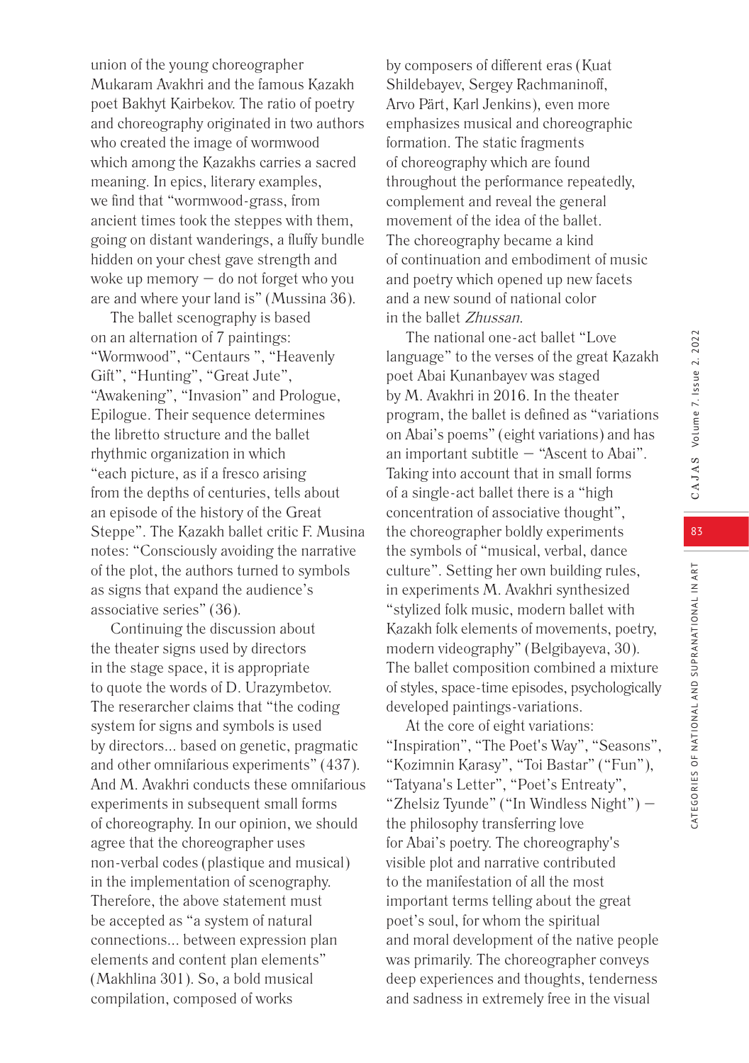union of the young choreographer Mukaram Avakhri and the famous Kazakh poet Bakhyt Kairbekov. The ratio of poetry and choreography originated in two authors who created the image of wormwood which among the Kazakhs carries a sacred meaning. In epics, literary examples, we find that "wormwood-grass, from ancient times took the steppes with them, going on distant wanderings, a fluffy bundle hidden on your chest gave strength and woke up memory – do not forget who you are and where your land is" (Mussina 36).

The ballet scenography is based on an alternation of 7 paintings: "Wormwood", "Centaurs ", "Heavenly Gift", "Hunting", "Great Jute", "Awakening", "Invasion" and Prologue, Epilogue. Their sequence determines the libretto structure and the ballet rhythmic organization in which "each picture, as if a fresco arising from the depths of centuries, tells about an episode of the history of the Great Steppe". The Kazakh ballet critic F. Musina notes: "Consciously avoiding the narrative of the plot, the authors turned to symbols as signs that expand the audience's associative series" (36).

Continuing the discussion about the theater signs used by directors in the stage space, it is appropriate to quote the words of D. Urazymbetov. The reserarcher claims that "the coding system for signs and symbols is used by directors... based on genetic, pragmatic and other omnifarious experiments" (437). And M. Avakhri conducts these omnifarious experiments in subsequent small forms of choreography. In our opinion, we should agree that the choreographer uses non-verbal codes (plastique and musical) in the implementation of scenography. Therefore, the above statement must be accepted as "a system of natural connections... between expression plan elements and content plan elements" (Makhlina 301). So, a bold musical compilation, composed of works by composers of different eras (Kuat Shildebayev, Sergey Rachmaninoff, Arvo Pärt, Karl Jenkins), even more emphasizes musical and choreographic formation. The static fragments of choreography which are found throughout the performance repeatedly, complement and reveal the general movement of the idea of the ballet. The choreography became a kind of continuation and embodiment of music and poetry which opened up new facets and a new sound of national color in the ballet *Zhussan*.

The national one-act ballet "Love language" to the verses of the great Kazakh poet Abai Kunanbayev was staged by M. Avakhri in 2016. In the theater program, the ballet is defined as "variations on Abai's poems" (eight variations) and has an important subtitle – "Ascent to Abai". Taking into account that in small forms of a single-act ballet there is a "high concentration of associative thought", the choreographer boldly experiments the symbols of "musical, verbal, dance culture". Setting her own building rules, in experiments M. Avakhri synthesized "stylized folk music, modern ballet with Kazakh folk elements of movements, poetry, modern videography" (Belgibayeva, 30). The ballet composition combined a mixture of styles, space-time episodes, psychologically developed paintings-variations.

At the core of eight variations: "Inspiration", "The Poet's Way", "Seasons", "Kozimnin Karasy", "Toi Bastar" ("Fun"), "Tatyana's Letter", "Poet's Entreaty", "Zhelsiz Tyunde" ("In Windless Night") – the philosophy transferring love for Abai's poetry. The choreography's visible plot and narrative contributed to the manifestation of all the most important terms telling about the great poet's soul, for whom the spiritual and moral development of the native people was primarily. The choreographer conveys deep experiences and thoughts, tenderness and sadness in extremely free in the visual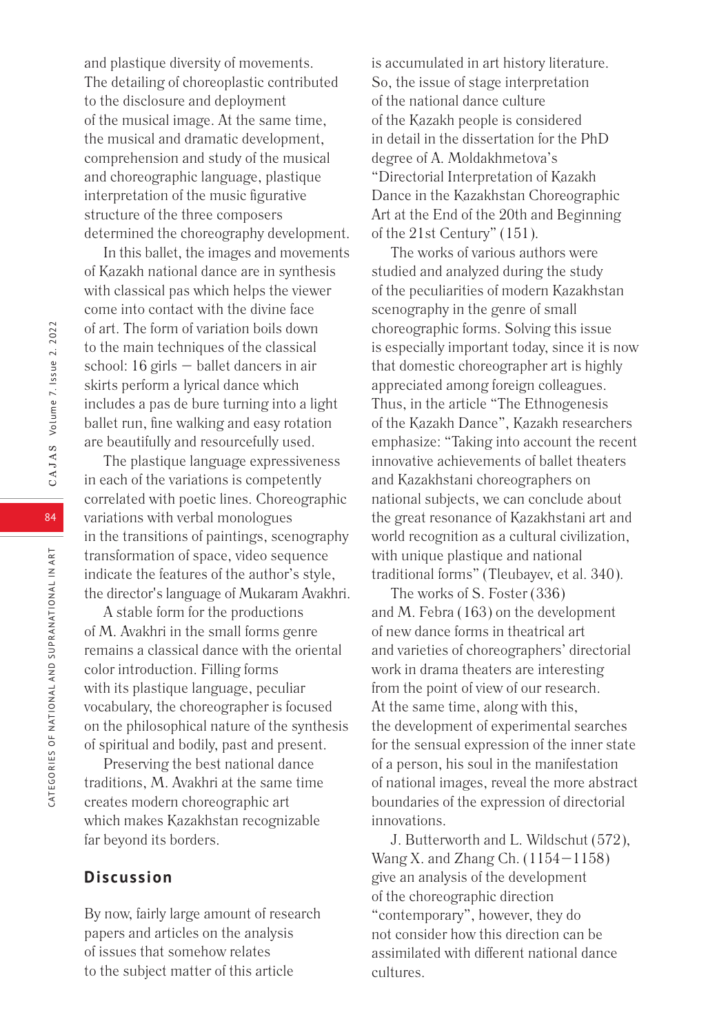and plastique diversity of movements. The detailing of choreoplastic contributed to the disclosure and deployment of the musical image. At the same time, the musical and dramatic development, comprehension and study of the musical and choreographic language, plastique interpretation of the music figurative structure of the three composers determined the choreography development.

In this ballet, the images and movements of Kazakh national dance are in synthesis with classical pas which helps the viewer come into contact with the divine face of art. The form of variation boils down to the main techniques of the classical school: 16 girls — ballet dancers in air skirts perform a lyrical dance which includes a pas de bure turning into a light ballet run, fine walking and easy rotation are beautifully and resourcefully used.

The plastique language expressiveness in each of the variations is competently correlated with poetic lines. Choreographic variations with verbal monologues in the transitions of paintings, scenography transformation of space, video sequence indicate the features of the author's style, the director's language of Mukaram Avakhri.

A stable form for the productions of M. Avakhri in the small forms genre remains a classical dance with the oriental color introduction. Filling forms with its plastique language, peculiar vocabulary, the choreographer is focused on the philosophical nature of the synthesis of spiritual and bodily, past and present.

Preserving the best national dance traditions, M. Avakhri at the same time creates modern choreographic art which makes Kazakhstan recognizable far beyond its borders.

## Discussion

By now, fairly large amount of research papers and articles on the analysis of issues that somehow relates to the subject matter of this article is accumulated in art history literature. So, the issue of stage interpretation of the national dance culture of the Kazakh people is considered in detail in the dissertation for the PhD degree of A. Moldakhmetova's "Directorial Interpretation of Kazakh Dance in the Kazakhstan Choreographic Art at the End of the 20th and Beginning of the 21st Century" (151).

The works of various authors were studied and analyzed during the study of the peculiarities of modern Kazakhstan scenography in the genre of small choreographic forms. Solving this issue is especially important today, since it is now that domestic choreographer art is highly appreciated among foreign colleagues. Thus, in the article "The Ethnogenesis of the Kazakh Dance", Kazakh researchers emphasize: "Taking into account the recent innovative achievements of ballet theaters and Kazakhstani choreographers on national subjects, we can conclude about the great resonance of Kazakhstani art and world recognition as a cultural civilization, with unique plastique and national traditional forms" (Tleubayev, et al. 340).

The works of S. Foster (336) and M. Febra (163) on the development of new dance forms in theatrical art and varieties of choreographers' directorial work in drama theaters are interesting from the point of view of our research. At the same time, along with this, the development of experimental searches for the sensual expression of the inner state of a person, his soul in the manifestation of national images, reveal the more abstract boundaries of the expression of directorial innovations.

J. Butterworth and L. Wildschut (572), Wang X. and Zhang Ch. (1154–1158) give an analysis of the development of the choreographic direction "contemporary", however, they do not consider how this direction can be assimilated with different national dance cultures.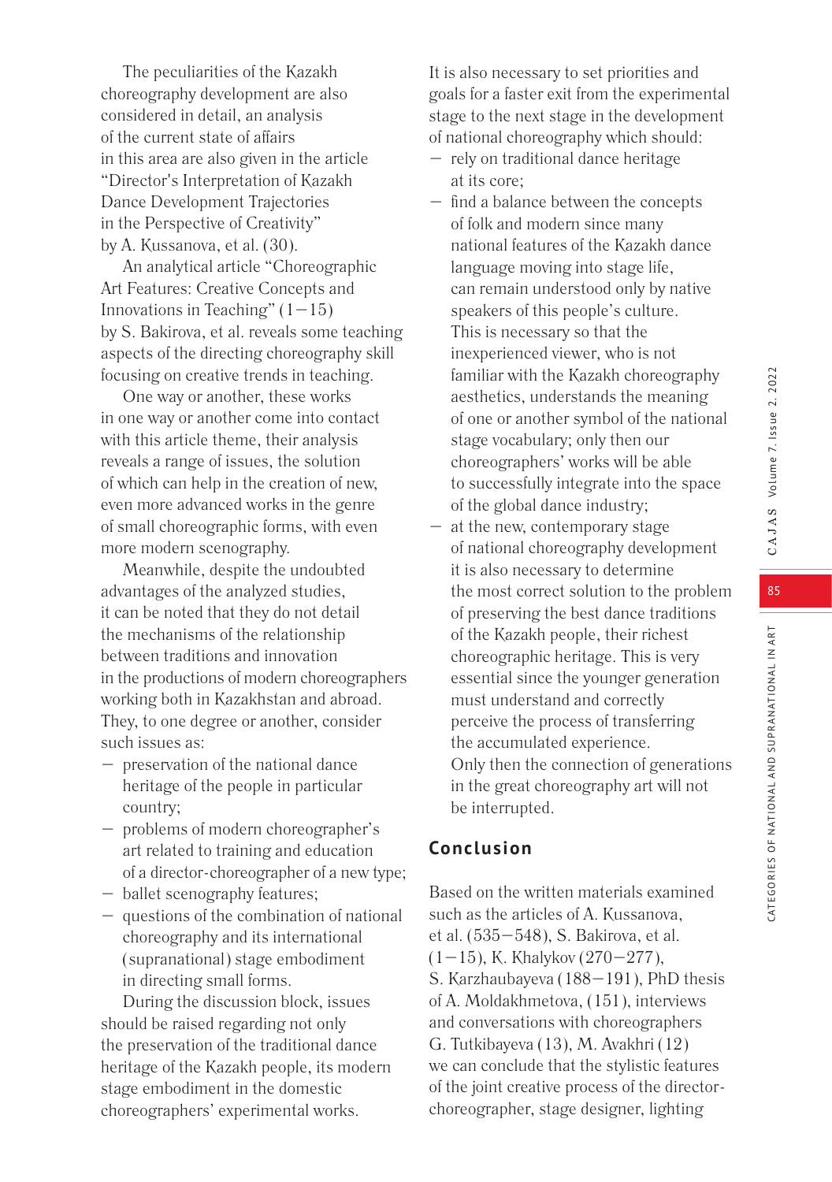The peculiarities of the Kazakh choreography development are also considered in detail, an analysis of the current state of affairs in this area are also given in the article "Director's Interpretation of Kazakh Dance Development Trajectories in the Perspective of Creativity" by A. Kussanova, et al. (30).

An analytical article "Choreographic Art Features: Creative Concepts and Innovations in Teaching" (1–15) by S. Bakirova, et al. reveals some teaching aspects of the directing choreography skill focusing on creative trends in teaching.

One way or another, these works in one way or another come into contact with this article theme, their analysis reveals a range of issues, the solution of which can help in the creation of new, even more advanced works in the genre of small choreographic forms, with even more modern scenography.

Meanwhile, despite the undoubted advantages of the analyzed studies, it can be noted that they do not detail the mechanisms of the relationship between traditions and innovation in the productions of modern choreographers working both in Kazakhstan and abroad. They, to one degree or another, consider such issues as:

- preservation of the national dance heritage of the people in particular country;
- problems of modern choreographer's art related to training and education of a director-choreographer of a new type;
- ballet scenography features;
- questions of the combination of national choreography and its international (supranational) stage embodiment in directing small forms.

During the discussion block, issues should be raised regarding not only the preservation of the traditional dance heritage of the Kazakh people, its modern stage embodiment in the domestic choreographers' experimental works. It is also necessary to set priorities and goals for a faster exit from the experimental stage to the next stage in the development of national choreography which should:

- rely on traditional dance heritage at its core;
- find a balance between the concepts of folk and modern since many national features of the Kazakh dance language moving into stage life, can remain understood only by native speakers of this people's culture. This is necessary so that the inexperienced viewer, who is not familiar with the Kazakh choreography aesthetics, understands the meaning of one or another symbol of the national stage vocabulary; only then our choreographers' works will be able to successfully integrate into the space of the global dance industry;
- at the new, contemporary stage of national choreography development it is also necessary to determine the most correct solution to the problem of preserving the best dance traditions of the Kazakh people, their richest choreographic heritage. This is very essential since the younger generation must understand and correctly perceive the process of transferring the accumulated experience. Only then the connection of generations in the great choreography art will not be interrupted.

## Conclusion

Based on the written materials examined such as the articles of A. Kussanova, et al. (535–548), S. Bakirova, et al. (1–15), K. Khalykov (270–277), S. Karzhaubayeva (188–191), PhD thesis of A. Moldakhmetova, (151), interviews and conversations with choreographers G. Tutkibayeva (13), M. Avakhri (12) we can conclude that the stylistic features of the joint creative process of the director-choreographer, stage designer, lighting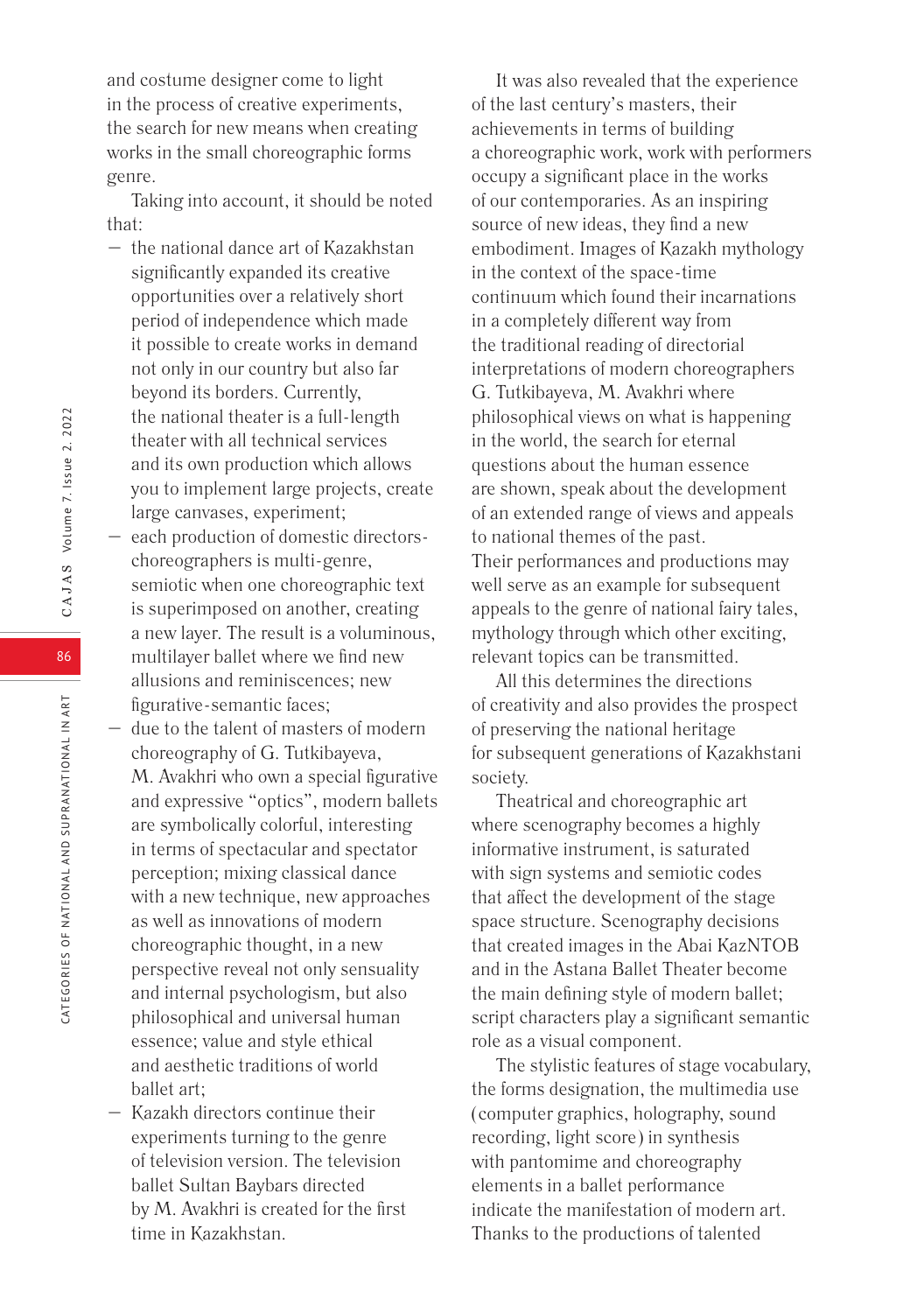and costume designer come to light in the process of creative experiments, the search for new means when creating works in the small choreographic forms genre.

Taking into account, it should be noted that:

- the national dance art of Kazakhstan significantly expanded its creative opportunities over a relatively short period of independence which made it possible to create works in demand not only in our country but also far beyond its borders. Currently, the national theater is a full-length theater with all technical services and its own production which allows you to implement large projects, create large canvases, experiment;
- each production of domestic directors-choreographers is multi-genre, semiotic when one choreographic text is superimposed on another, creating a new layer. The result is a voluminous, multilayer ballet where we find new allusions and reminiscences; new figurative-semantic faces;
- due to the talent of masters of modern choreography of G. Tutkibayeva, M. Avakhri who own a special figurative and expressive "optics", modern ballets are symbolically colorful, interesting in terms of spectacular and spectator perception; mixing classical dance with a new technique, new approaches as well as innovations of modern choreographic thought, in a new perspective reveal not only sensuality and internal psychologism, but also philosophical and universal human essence; value and style ethical and aesthetic traditions of world ballet art;
- Kazakh directors continue their experiments turning to the genre of television version. The television ballet Sultan Baybars directed by M. Avakhri is created for the first time in Kazakhstan.

It was also revealed that the experience of the last century's masters, their achievements in terms of building a choreographic work, work with performers occupy a significant place in the works of our contemporaries. As an inspiring source of new ideas, they find a new embodiment. Images of Kazakh mythology in the context of the space-time continuum which found their incarnations in a completely different way from the traditional reading of directorial interpretations of modern choreographers G. Tutkibayeva, M. Avakhri where philosophical views on what is happening in the world, the search for eternal questions about the human essence are shown, speak about the development of an extended range of views and appeals to national themes of the past. Their performances and productions may well serve as an example for subsequent appeals to the genre of national fairy tales, mythology through which other exciting, relevant topics can be transmitted.

All this determines the directions of creativity and also provides the prospect of preserving the national heritage for subsequent generations of Kazakhstani society.

Theatrical and choreographic art where scenography becomes a highly informative instrument, is saturated with sign systems and semiotic codes that affect the development of the stage space structure. Scenography decisions that created images in the Abai KazNTOB and in the Astana Ballet Theater become the main defining style of modern ballet; script characters play a significant semantic role as a visual component.

The stylistic features of stage vocabulary, the forms designation, the multimedia use (computer graphics, holography, sound recording, light score) in synthesis with pantomime and choreography elements in a ballet performance indicate the manifestation of modern art. Thanks to the productions of talented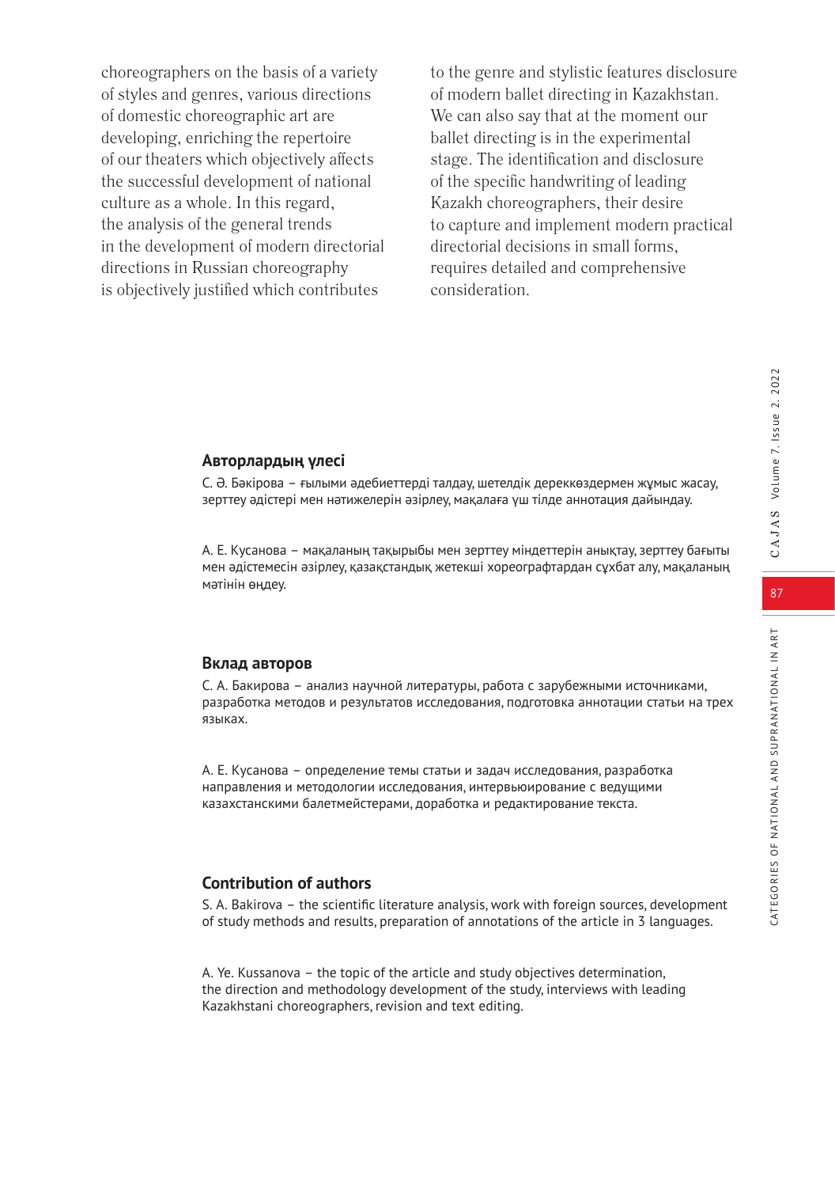choreographers on the basis of a variety of styles and genres, various directions of domestic choreographic art are developing, enriching the repertoire of our theaters which objectively affects the successful development of national culture as a whole. In this regard, the analysis of the general trends in the development of modern directorial directions in Russian choreography is objectively justified which contributes to the genre and stylistic features disclosure of modern ballet directing in Kazakhstan. We can also say that at the moment our ballet directing is in the experimental stage. The identification and disclosure of the specific handwriting of leading Kazakh choreographers, their desire to capture and implement modern practical directorial decisions in small forms, requires detailed and comprehensive consideration.

### Авторлардың үлесі

С. Ә. Бәкірова – ғылыми әдебиеттерді талдау, шетелдік дереккөздермен жұмыс жасау, зерттеу әдістері мен нәтижелерін әзірлеу, мақалаға үш тілде аннотация дайындау.

А. Е. Кусанова – мақаланың тақырыбы мен зерттеу міндеттерін анықтау, зерттеу бағыты мен әдістемесін әзірлеу, қазақстандық жетекші хореографтардан сұхбат алу, мақаланың мәтінін өңдеу.

### Вклад авторов

С. А. Бакирова – анализ научной литературы, работа с зарубежными источниками, разработка методов и результатов исследования, подготовка аннотации статьи на трех языках.

А. Е. Кусанова – определение темы статьи и задач исследования, разработка направления и методологии исследования, интервьюирование с ведущими казахстанскими балетмейстерами, доработка и редактирование текста.

### Contribution of authors

S. A. Bakirova – the scientific literature analysis, work with foreign sources, development of study methods and results, preparation of annotations of the article in 3 languages.

A. Ye. Kussanova – the topic of the article and study objectives determination, the direction and methodology development of the study, interviews with leading Kazakhstani choreographers, revision and text editing.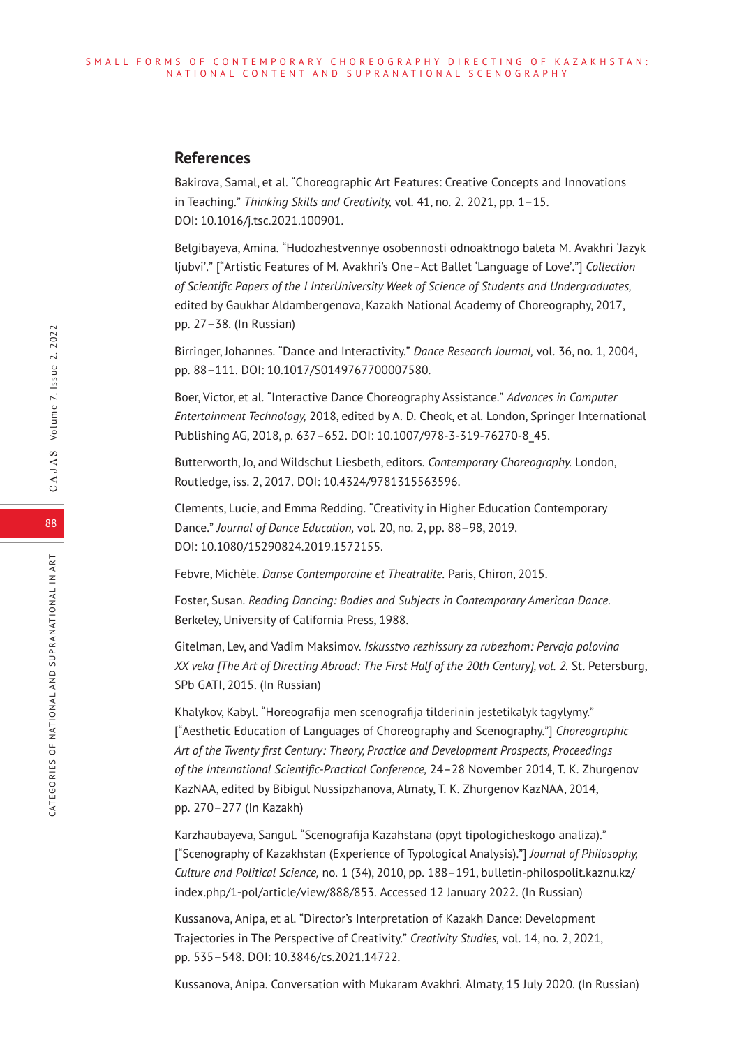## References

Bakirova, Samal, et al. "Choreographic Art Features: Creative Concepts and Innovations in Teaching." *Thinking Skills and Creativity,* vol. 41, no. 2. 2021, pp. 1–15. DOI: 10.1016/j.tsc.2021.100901.

Belgibayeva, Amina. "Hudozhestvennye osobennosti odnoaktnogo baleta M. Avakhri 'Jazyk ljubvi'." ["Artistic Features of M. Avakhri's One–Act Ballet 'Language of Love'."] *Collection of Scientific Papers of the I InterUniversity Week of Science of Students and Undergraduates,* edited by Gaukhar Aldambergenova, Kazakh National Academy of Choreography, 2017, pp. 27–38. (In Russian)

Birringer, Johannes. "Dance and Interactivity." *Dance Research Journal,* vol. 36, no. 1, 2004, pp. 88–111. DOI: 10.1017/S0149767700007580.

Boer, Victor, et al. "Interactive Dance Choreography Assistance." *Advances in Computer Entertainment Technology,* 2018, edited by A. D. Cheok, et al. London, Springer International Publishing AG, 2018, p. 637–652. DOI: 10.1007/978-3-319-76270-8_45.

Butterworth, Jo, and Wildschut Liesbeth, editors. *Contemporary Choreography.* London, Routledge, iss. 2, 2017. DOI: 10.4324/9781315563596.

Clements, Lucie, and Emma Redding. "Creativity in Higher Education Contemporary Dance." *Journal of Dance Education,* vol. 20, no. 2, pp. 88–98, 2019. DOI: 10.1080/15290824.2019.1572155.

Febvre, Michèle. *Danse Contemporaine et Theatralite.* Paris, Chiron, 2015.

Foster, Susan. *Reading Dancing: Bodies and Subjects in Contemporary American Dance.* Berkeley, University of California Press, 1988.

Gitelman, Lev, and Vadim Maksimov. *Iskusstvo rezhissury za rubezhom: Pervaja polovina XX veka [The Art of Directing Abroad: The First Half of the 20th Century], vol. 2.* St. Petersburg, SPb GATI, 2015. (In Russian)

Khalykov, Kabyl. "Horeografija men scenografija tilderinin jestetikalyk tagylymy." ["Aesthetic Education of Languages of Choreography and Scenography."] *Choreographic Art of the Twenty first Century: Theory, Practice and Development Prospects, Proceedings of the International Scientific-Practical Conference,* 24–28 November 2014, T. K. Zhurgenov KazNAA, edited by Bibigul Nussipzhanova, Almaty, T. K. Zhurgenov KazNAA, 2014, pp. 270–277 (In Kazakh)

Karzhaubayeva, Sangul. "Scenografija Kazahstana (opyt tipologicheskogo analiza)." ["Scenography of Kazakhstan (Experience of Typological Analysis)."] *Journal of Philosophy, Culture and Political Science,* no. 1 (34), 2010, pp. 188–191, bulletin-philospolit.kaznu.kz/index.php/1-pol/article/view/888/853. Accessed 12 January 2022. (In Russian)

Kussanova, Anipa, et al. "Director's Interpretation of Kazakh Dance: Development Trajectories in The Perspective of Creativity." *Creativity Studies,* vol. 14, no. 2, 2021, pp. 535–548. DOI: 10.3846/cs.2021.14722.

Kussanova, Anipa. Conversation with Mukaram Avakhri. Almaty, 15 July 2020. (In Russian)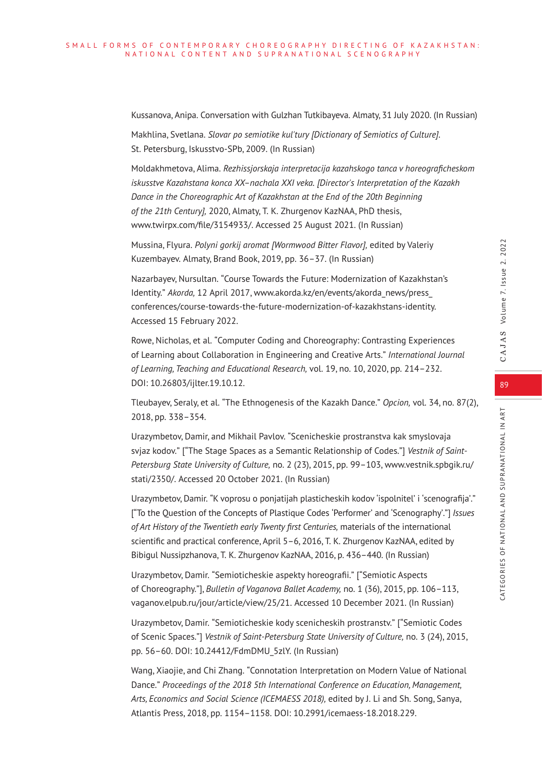Kussanova, Anipa. Conversation with Gulzhan Tutkibayeva. Almaty, 31 July 2020. (In Russian)

Makhlina, Svetlana. *Slovar po semiotike kul'tury [Dictionary of Semiotics of Culture].* St. Petersburg, Iskusstvo-SPb, 2009. (In Russian)

Moldakhmetova, Alima. *Rezhissjorskaja interpretacija kazahskogo tanca v horeograficheskom iskusstve Kazahstana konca XX–nachala XXI veka. [Director's Interpretation of the Kazakh Dance in the Choreographic Art of Kazakhstan at the End of the 20th Beginning of the 21th Century],* 2020, Almaty, T. K. Zhurgenov KazNAA, PhD thesis, www.twirpx.com/file/3154933/. Accessed 25 August 2021. (In Russian)

Mussina, Flyura. *Polyni gorkij aromat [Wormwood Bitter Flavor],* edited by Valeriy Kuzembayev. Almaty, Brand Book, 2019, pp. 36–37. (In Russian)

Nazarbayev, Nursultan. "Course Towards the Future: Modernization of Kazakhstan's Identity." *Akorda,* 12 April 2017, www.akorda.kz/en/events/akorda_news/press_conferences/course-towards-the-future-modernization-of-kazakhstans-identity. Accessed 15 February 2022.

Rowe, Nicholas, et al. "Computer Coding and Choreography: Contrasting Experiences of Learning about Collaboration in Engineering and Creative Arts." *International Journal of Learning, Teaching and Educational Research,* vol. 19, no. 10, 2020, pp. 214–232. DOI: 10.26803/ijlter.19.10.12.

Tleubayev, Seraly, et al. "The Ethnogenesis of the Kazakh Dance." *Opcion,* vol. 34, no. 87(2), 2018, pp. 338–354.

Urazymbetov, Damir, and Mikhail Pavlov. "Scenicheskie prostranstva kak smyslovaja svjaz kodov." ["The Stage Spaces as a Semantic Relationship of Codes."] *Vestnik of Saint-Petersburg State University of Culture,* no. 2 (23), 2015, pp. 99–103, www.vestnik.spbgik.ru/stati/2350/. Accessed 20 October 2021. (In Russian)

Urazymbetov, Damir. "K voprosu o ponjatijah plasticheskih kodov 'ispolnitel' i 'scenografija'." ["To the Question of the Concepts of Plastique Codes 'Performer' and 'Scenography'."] *Issues of Art History of the Twentieth early Twenty first Centuries,* materials of the international scientific and practical conference, April 5–6, 2016, T. K. Zhurgenov KazNAA, edited by Bibigul Nussipzhanova, T. K. Zhurgenov KazNAA, 2016, p. 436–440. (In Russian)

Urazymbetov, Damir. "Semioticheskie aspekty horeografii." ["Semiotic Aspects of Choreography."], *Bulletin of Vaganova Ballet Academy,* no. 1 (36), 2015, pp. 106–113, vaganov.elpub.ru/jour/article/view/25/21. Accessed 10 December 2021. (In Russian)

Urazymbetov, Damir. "Semioticheskie kody scenicheskih prostranstv." ["Semiotic Codes of Scenic Spaces."] *Vestnik of Saint-Petersburg State University of Culture,* no. 3 (24), 2015, pp. 56–60. DOI: 10.24412/FdmDMU_5zlY. (In Russian)

Wang, Xiaojie, and Chi Zhang. "Connotation Interpretation on Modern Value of National Dance." *Proceedings of the 2018 5th International Conference on Education, Management, Arts, Economics and Social Science (ICEMAESS 2018),* edited by J. Li and Sh. Song, Sanya, Atlantis Press, 2018, pp. 1154–1158. DOI: 10.2991/icemaess-18.2018.229.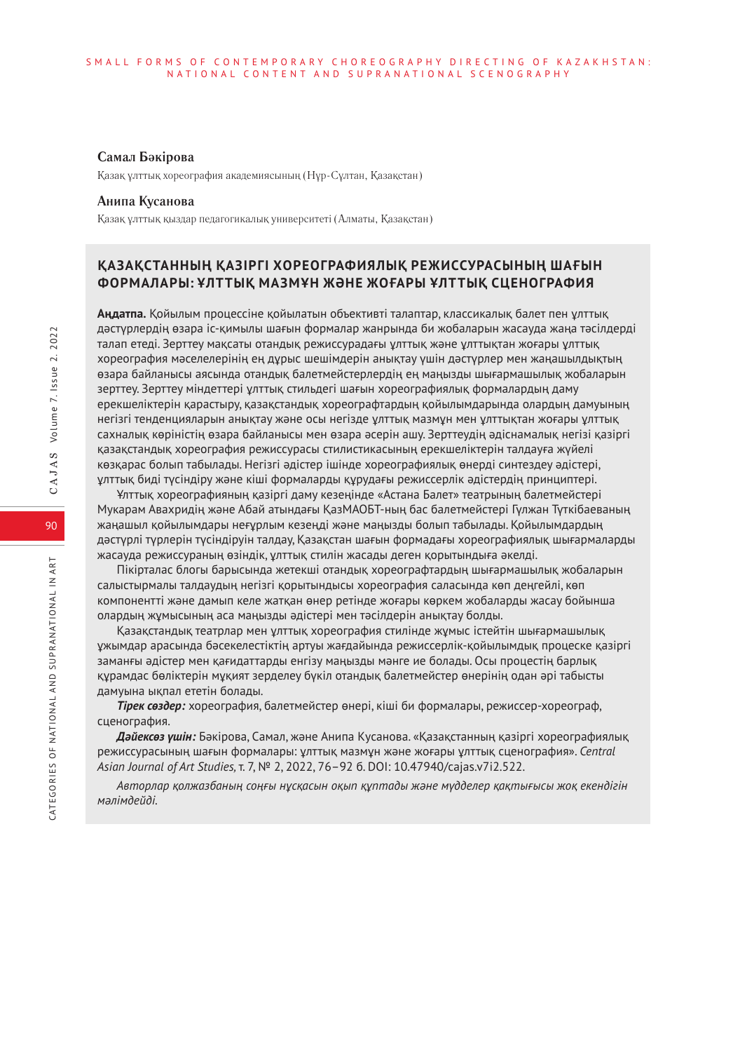**Самал Бәкірова**

Қазақ ұлттық хореография академиясының (Нұр-Сұлтан, Қазақстан)

**Анипа Кусанова**

Қазақ ұлттық қыздар педагогикалық университеті (Алматы, Қазақстан)

## ҚАЗАҚСТАННЫҢ ҚАЗІРГІ ХОРЕОГРАФИЯЛЫҚ РЕЖИССУРАСЫНЫҢ ШАҒЫН ФОРМАЛАРЫ: ҰЛТТЫҚ МАЗМҰН ЖӘНЕ ЖОҒАРЫ ҰЛТТЫҚ СЦЕНОГРАФИЯ

**Аңдатпа.** Қойылым процессіне қойылатын объективті талаптар, классикалық балет пен ұлттық дәстүрлердің өзара іс-қимылы шағын формалар жанрында би жобаларын жасауда жаңа тәсілдерді талап етеді. Зерттеу мақсаты отандық режиссурадағы ұлттық және ұлттықтан жоғары ұлттық хореография мәселелерінің ең дұрыс шешімдерін анықтау үшін дәстүрлер мен жаңашылдықтың өзара байланысы аясында отандық балетмейстерлердің ең маңызды шығармашылық жобаларын зерттеу. Зерттеу міндеттері ұлттық стильдегі шағын хореографиялық формалардың даму ерекшеліктерін қарастыру, қазақстандық хореографтардың қойылымдарында олардың дамуының негізгі тенденцияларын анықтау және осы негізде ұлттық мазмұн мен ұлттықтан жоғары ұлттық сахналық көріністің өзара байланысы мен өзара әсерін ашу. Зерттеудің әдіснамалық негізі қазіргі қазақстандық хореография режиссурасы стилистикасының ерекшеліктерін талдауға жүйелі көзқарас болып табылады. Негізгі әдістер ішінде хореографиялық өнерді синтездеу әдістері, ұлттық биді түсіндіру және кіші формаларды құрудағы режиссерлік әдістердің принциптері.

Ұлттық хореографияның қазіргі даму кезеңінде «Астана Балет» театрының балетмейстері Мукарам Авахридің және Абай атындағы ҚазМАОБТ-ның бас балетмейстері Гүлжан Түткібаеваның жаңашыл қойылымдары неғұрлым кезеңді және маңызды болып табылады. Қойылымдардың дәстүрлі түрлерін түсіндіруін талдау, Қазақстан шағын формадағы хореографиялық шығармаларды жасауда режиссураның өзіндік, ұлттық стилін жасады деген қорытындыға әкелді.

Пікірталас блогы барысында жетекші отандық хореографтардың шығармашылық жобаларын салыстырмалы талдаудың негізгі қорытындысы хореография саласында көп деңгейлі, көп компонентті және дамып келе жатқан өнер ретінде жоғары көркем жобаларды жасау бойынша олардың жұмысының аса маңызды әдістері мен тәсілдерін анықтау болды.

Қазақстандық театрлар мен ұлттық хореография стилінде жұмыс істейтін шығармашылық ұжымдар арасында бәсекелестіктің артуы жағдайында режиссерлік-қойылымдық процеске қазіргі заманғы әдістер мен қағидаттарды енгізу маңызды мәнге ие болады. Осы процестің барлық құрамдас бөліктерін мұқият зерделеу бүкіл отандық балетмейстер өнерінің одан әрі табысты дамуына ықпал ететін болады.

***Тірек сөздер:*** хореография, балетмейстер өнері, кіші би формалары, режиссер-хореограф, сценография.

***Дәйексөз үшін:*** Бәкірова, Самал, және Анипа Кусанова. «Қазақстанның қазіргі хореографиялық режиссурасының шағын формалары: ұлттық мазмұн және жоғары ұлттық сценография». *Central Asian Journal of Art Studies,* т. 7, № 2, 2022, 76–92 б. DOI: 10.47940/cajas.v7i2.522.

*Авторлар қолжазбаның соңғы нұсқасын оқып құптады және мүдделер қақтығысы жоқ екендігін мәлімдейді.*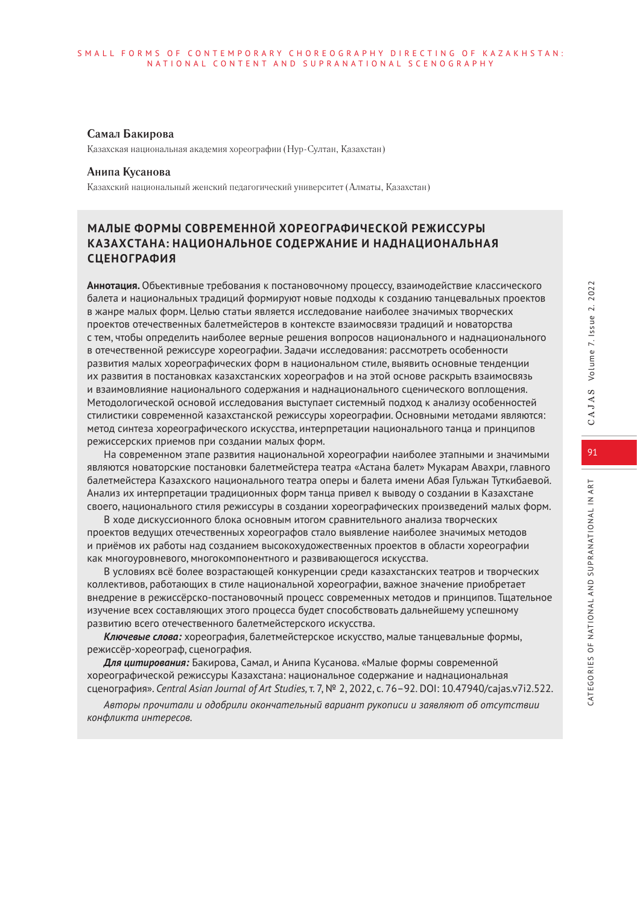**Самал Бакирова**

Казахская национальная академия хореографии (Нур-Султан, Казахстан)

**Анипа Кусанова**

Казахский национальный женский педагогический университет (Алматы, Казахстан)

## МАЛЫЕ ФОРМЫ СОВРЕМЕННОЙ ХОРЕОГРАФИЧЕСКОЙ РЕЖИССУРЫ КАЗАХСТАНА: НАЦИОНАЛЬНОЕ СОДЕРЖАНИЕ И НАДНАЦИОНАЛЬНАЯ СЦЕНОГРАФИЯ

**Аннотация.** Объективные требования к постановочному процессу, взаимодействие классического балета и национальных традиций формируют новые подходы к созданию танцевальных проектов в жанре малых форм. Целью статьи является исследование наиболее значимых творческих проектов отечественных балетмейстеров в контексте взаимосвязи традиций и новаторства с тем, чтобы определить наиболее верные решения вопросов национального и наднационального в отечественной режиссуре хореографии. Задачи исследования: рассмотреть особенности развития малых хореографических форм в национальном стиле, выявить основные тенденции их развития в постановках казахстанских хореографов и на этой основе раскрыть взаимосвязь и взаимовлияние национального содержания и наднационального сценического воплощения. Методологической основой исследования выступает системный подход к анализу особенностей стилистики современной казахстанской режиссуры хореографии. Основными методами являются: метод синтеза хореографического искусства, интерпретации национального танца и принципов режиссерских приемов при создании малых форм.

На современном этапе развития национальной хореографии наиболее этапными и значимыми являются новаторские постановки балетмейстера театра «Астана балет» Мукарам Авахри, главного балетмейстера Казахского национального театра оперы и балета имени Абая Гульжан Туткибаевой. Анализ их интерпретации традиционных форм танца привел к выводу о создании в Казахстане своего, национального стиля режиссуры в создании хореографических произведений малых форм.

В ходе дискуссионного блока основным итогом сравнительного анализа творческих проектов ведущих отечественных хореографов стало выявление наиболее значимых методов и приёмов их работы над созданием высокохудожественных проектов в области хореографии как многоуровневого, многокомпонентного и развивающегося искусства.

В условиях всё более возрастающей конкуренции среди казахстанских театров и творческих коллективов, работающих в стиле национальной хореографии, важное значение приобретает внедрение в режиссёрско-постановочный процесс современных методов и принципов. Тщательное изучение всех составляющих этого процесса будет способствовать дальнейшему успешному развитию всего отечественного балетмейстерского искусства.

***Ключевые слова:*** хореография, балетмейстерское искусство, малые танцевальные формы, режиссёр-хореограф, сценография.

***Для цитирования:*** Бакирова, Самал, и Анипа Кусанова. «Малые формы современной хореографической режиссуры Казахстана: национальное содержание и наднациональная сценография». *Central Asian Journal of Art Studies,* т. 7, № 2, 2022, с. 76–92. DOI: 10.47940/cajas.v7i2.522.

*Авторы прочитали и одобрили окончательный вариант рукописи и заявляют об отсутствии конфликта интересов.*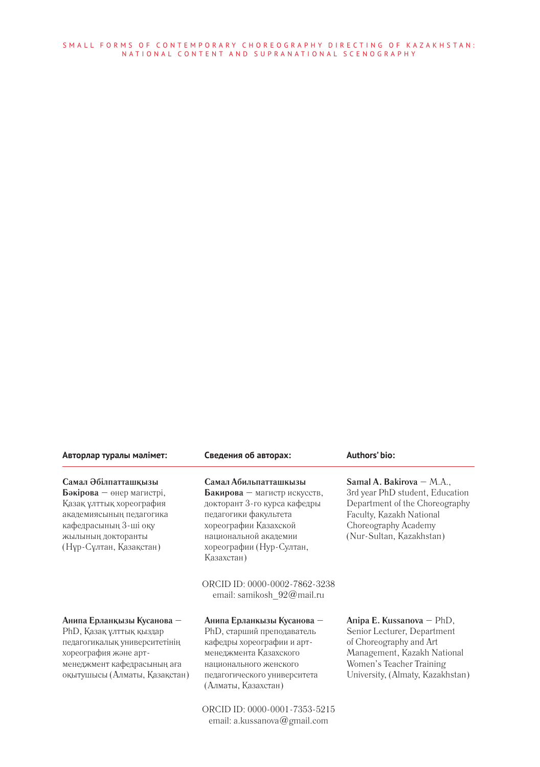**Авторлар туралы мәлімет:**

**Самал Әбілпаттащқызы Бәкірова** — өнер магистрі, Қазақ ұлттық хореография академиясының педагогика кафедрасының 3-ші оқу жылының докторанты (Нұр-Сұлтан, Қазақстан)

**Анипа Ерланқызы Кусанова** — PhD, Қазақ ұлттық қыздар педагогикалық университетінің хореография және арт-менеджмент кафедрасының аға оқытушысы (Алматы, Қазақстан)

**Сведения об авторах:**

**Самал Абильпатташкызы Бакирова** — магистр искусств, докторант 3-го курса кафедры педагогики факультета хореографии Казахской национальной академии хореографии (Нур-Султан, Казахстан)

ORCID ID: 0000-0002-7862-3238
email: samikosh_92@mail.ru

**Анипа Ерланкызы Кусанова** — PhD, старший преподаватель кафедры хореографии и арт-менеджмента Казахского национального женского педагогического университета (Алматы, Казахстан)

ORCID ID: 0000-0001-7353-5215
email: a.kussanova@gmail.com

**Authors' bio:**

**Samal A. Bakirova** — M.A., 3rd year PhD student, Education Department of the Choreography Faculty, Kazakh National Choreography Academy (Nur-Sultan, Kazakhstan)

**Anipa E. Kussanova** — PhD, Senior Lecturer, Department of Choreography and Art Management, Kazakh National Women's Teacher Training University, (Almaty, Kazakhstan)